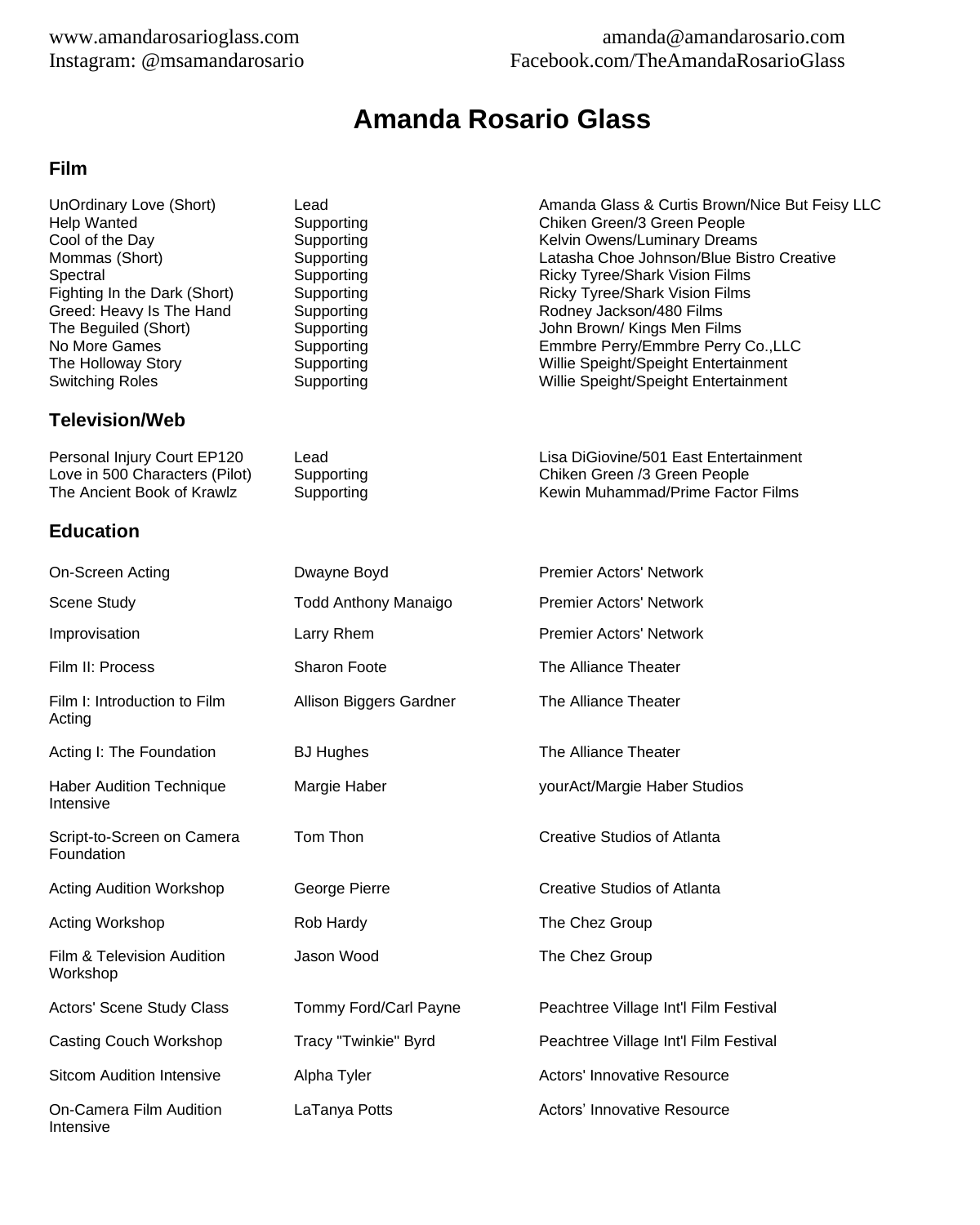www.amandarosarioglass.com
Instagram: @msamandarosario

amanda@amandarosario.com
Facebook.com/TheAmandaRosarioGlass

# Amanda Rosario Glass

## Film

| | | |
|---|---|---|
| UnOrdinary Love (Short) | Lead | Amanda Glass & Curtis Brown/Nice But Feisy LLC |
| Help Wanted | Supporting | Chiken Green/3 Green People |
| Cool of the Day | Supporting | Kelvin Owens/Luminary Dreams |
| Mommas (Short) | Supporting | Latasha Choe Johnson/Blue Bistro Creative |
| Spectral | Supporting | Ricky Tyree/Shark Vision Films |
| Fighting In the Dark (Short) | Supporting | Ricky Tyree/Shark Vision Films |
| Greed: Heavy Is The Hand | Supporting | Rodney Jackson/480 Films |
| The Beguiled (Short) | Supporting | John Brown/ Kings Men Films |
| No More Games | Supporting | Emmbre Perry/Emmbre Perry Co.,LLC |
| The Holloway Story | Supporting | Willie Speight/Speight Entertainment |
| Switching Roles | Supporting | Willie Speight/Speight Entertainment |

## Television/Web

| | | |
|---|---|---|
| Personal Injury Court EP120 | Lead | Lisa DiGiovine/501 East Entertainment |
| Love in 500 Characters (Pilot) | Supporting | Chiken Green /3 Green People |
| The Ancient Book of Krawlz | Supporting | Kewin Muhammad/Prime Factor Films |

## Education

| | | |
|---|---|---|
| On-Screen Acting | Dwayne Boyd | Premier Actors' Network |
| Scene Study | Todd Anthony Manaigo | Premier Actors' Network |
| Improvisation | Larry Rhem | Premier Actors' Network |
| Film II: Process | Sharon Foote | The Alliance Theater |
| Film I: Introduction to Film Acting | Allison Biggers Gardner | The Alliance Theater |
| Acting I: The Foundation | BJ Hughes | The Alliance Theater |
| Haber Audition Technique Intensive | Margie Haber | yourAct/Margie Haber Studios |
| Script-to-Screen on Camera Foundation | Tom Thon | Creative Studios of Atlanta |
| Acting Audition Workshop | George Pierre | Creative Studios of Atlanta |
| Acting Workshop | Rob Hardy | The Chez Group |
| Film & Television Audition Workshop | Jason Wood | The Chez Group |
| Actors' Scene Study Class | Tommy Ford/Carl Payne | Peachtree Village Int'l Film Festival |
| Casting Couch Workshop | Tracy "Twinkie" Byrd | Peachtree Village Int'l Film Festival |
| Sitcom Audition Intensive | Alpha Tyler | Actors' Innovative Resource |
| On-Camera Film Audition Intensive | LaTanya Potts | Actors' Innovative Resource |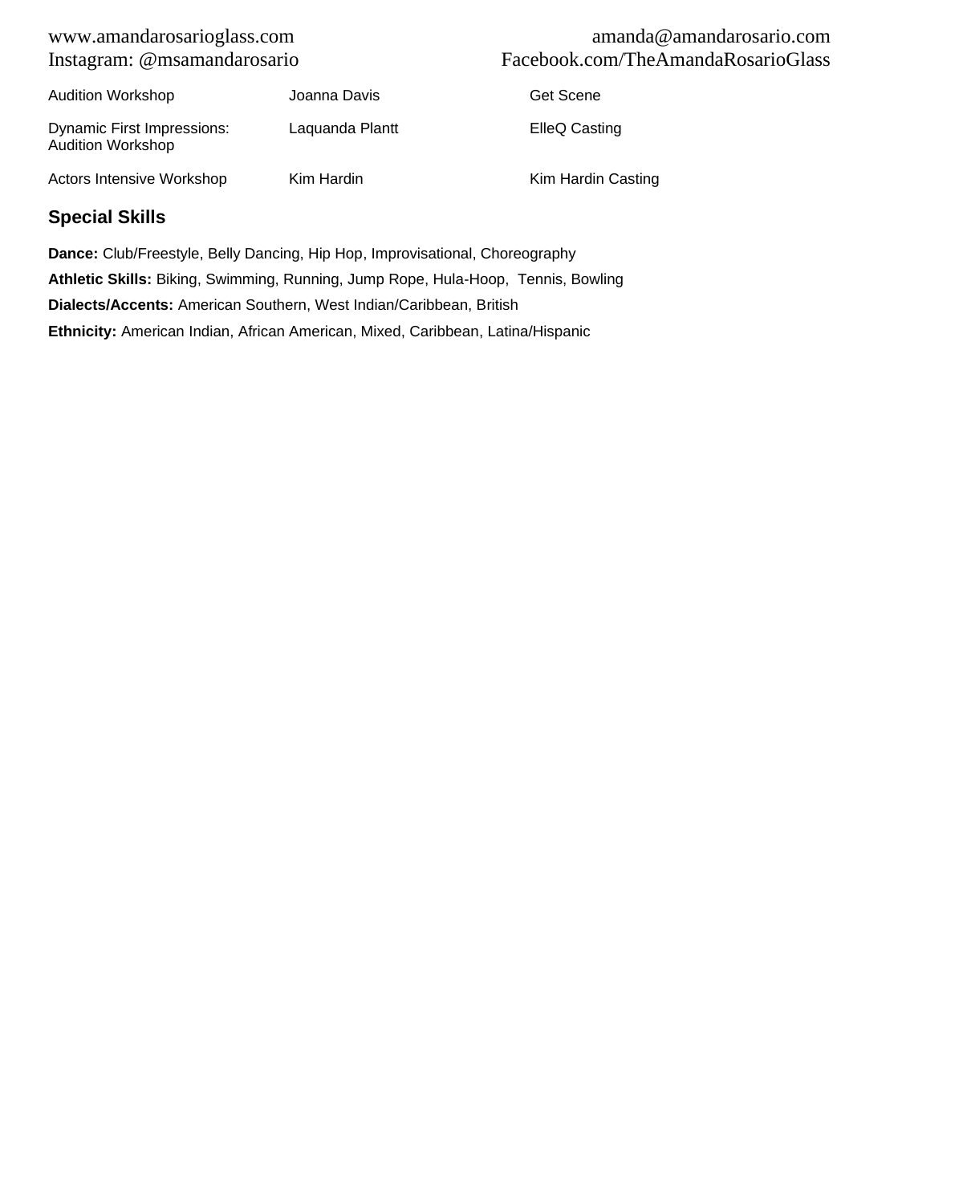www.amandarosarioglass.com amanda@amandarosario.com
Instagram: @msamandarosario Facebook.com/TheAmandaRosarioGlass

| | | |
|---|---|---|
| Audition Workshop | Joanna Davis | Get Scene |
| Dynamic First Impressions: Audition Workshop | Laquanda Plantt | ElleQ Casting |
| Actors Intensive Workshop | Kim Hardin | Kim Hardin Casting |

## Special Skills

**Dance:** Club/Freestyle, Belly Dancing, Hip Hop, Improvisational, Choreography

**Athletic Skills:** Biking, Swimming, Running, Jump Rope, Hula-Hoop, Tennis, Bowling

**Dialects/Accents:** American Southern, West Indian/Caribbean, British

**Ethnicity:** American Indian, African American, Mixed, Caribbean, Latina/Hispanic